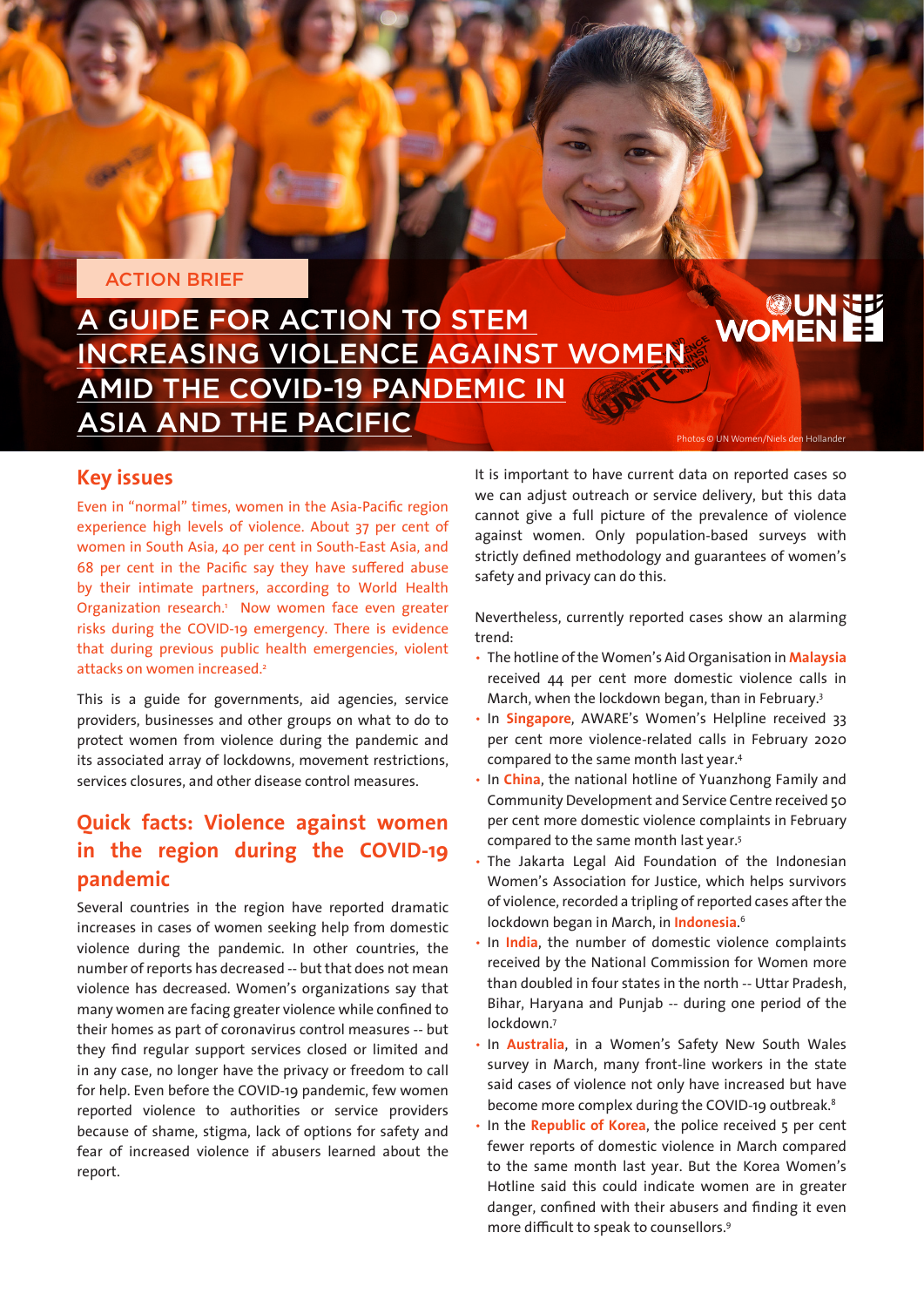ACTION BRIEF

# A GUIDE FOR ACTION TO STEM INCREASING VIOLENCE AGAINST WOMEN AMID THE COVID-19 PANDEMIC IN ASIA AND THE PACIFIC

Photos © UN Women/Niels den Hollander

## Key issues

Even in "normal" times, women in the Asia-Pacific region experience high levels of violence. About 37 per cent of women in South Asia, 40 per cent in South-East Asia, and 68 per cent in the Pacific say they have suffered abuse by their intimate partners, according to World Health Organization research.[1] Now women face even greater risks during the COVID-19 emergency. There is evidence that during previous public health emergencies, violent attacks on women increased.[2]

This is a guide for governments, aid agencies, service providers, businesses and other groups on what to do to protect women from violence during the pandemic and its associated array of lockdowns, movement restrictions, services closures, and other disease control measures.

## Quick facts: Violence against women in the region during the COVID-19 pandemic

Several countries in the region have reported dramatic increases in cases of women seeking help from domestic violence during the pandemic. In other countries, the number of reports has decreased -- but that does not mean violence has decreased. Women's organizations say that many women are facing greater violence while confined to their homes as part of coronavirus control measures -- but they find regular support services closed or limited and in any case, no longer have the privacy or freedom to call for help. Even before the COVID-19 pandemic, few women reported violence to authorities or service providers because of shame, stigma, lack of options for safety and fear of increased violence if abusers learned about the report.

It is important to have current data on reported cases so we can adjust outreach or service delivery, but this data cannot give a full picture of the prevalence of violence against women. Only population-based surveys with strictly defined methodology and guarantees of women's safety and privacy can do this.

Nevertheless, currently reported cases show an alarming trend:

- The hotline of the Women's Aid Organisation in **Malaysia** received 44 per cent more domestic violence calls in March, when the lockdown began, than in February.[3]
- In **Singapore**, AWARE's Women's Helpline received 33 per cent more violence-related calls in February 2020 compared to the same month last year.[4]
- In **China**, the national hotline of Yuanzhong Family and Community Development and Service Centre received 50 per cent more domestic violence complaints in February compared to the same month last year.[5]
- The Jakarta Legal Aid Foundation of the Indonesian Women's Association for Justice, which helps survivors of violence, recorded a tripling of reported cases after the lockdown began in March, in **Indonesia**.[6]
- In **India**, the number of domestic violence complaints received by the National Commission for Women more than doubled in four states in the north -- Uttar Pradesh, Bihar, Haryana and Punjab -- during one period of the lockdown.[7]
- In **Australia**, in a Women's Safety New South Wales survey in March, many front-line workers in the state said cases of violence not only have increased but have become more complex during the COVID-19 outbreak.[8]
- In the **Republic of Korea**, the police received 5 per cent fewer reports of domestic violence in March compared to the same month last year. But the Korea Women's Hotline said this could indicate women are in greater danger, confined with their abusers and finding it even more difficult to speak to counsellors.[9]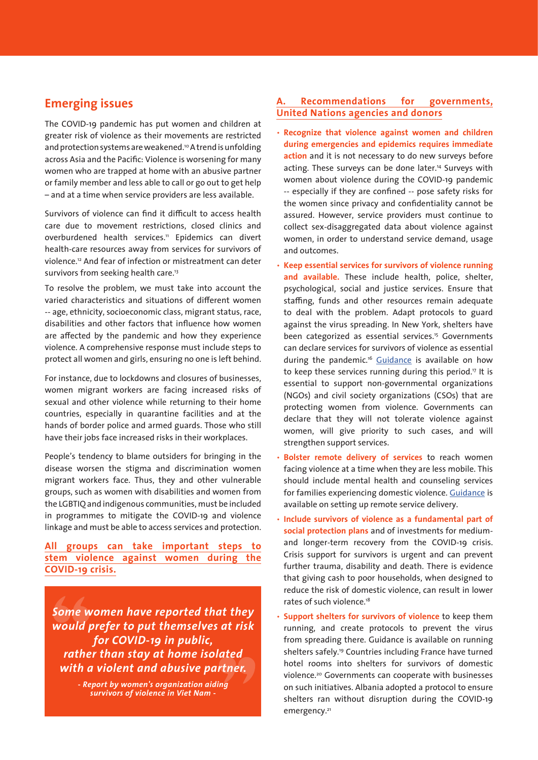## Emerging issues

The COVID-19 pandemic has put women and children at greater risk of violence as their movements are restricted and protection systems are weakened.[10] A trend is unfolding across Asia and the Pacific: Violence is worsening for many women who are trapped at home with an abusive partner or family member and less able to call or go out to get help – and at a time when service providers are less available.

Survivors of violence can find it difficult to access health care due to movement restrictions, closed clinics and overburdened health services.[11] Epidemics can divert health-care resources away from services for survivors of violence.[12] And fear of infection or mistreatment can deter survivors from seeking health care.[13]

To resolve the problem, we must take into account the varied characteristics and situations of different women -- age, ethnicity, socioeconomic class, migrant status, race, disabilities and other factors that influence how women are affected by the pandemic and how they experience violence. A comprehensive response must include steps to protect all women and girls, ensuring no one is left behind.

For instance, due to lockdowns and closures of businesses, women migrant workers are facing increased risks of sexual and other violence while returning to their home countries, especially in quarantine facilities and at the hands of border police and armed guards. Those who still have their jobs face increased risks in their workplaces.

People's tendency to blame outsiders for bringing in the disease worsen the stigma and discrimination women migrant workers face. Thus, they and other vulnerable groups, such as women with disabilities and women from the LGBTIQ and indigenous communities, must be included in programmes to mitigate the COVID-19 and violence linkage and must be able to access services and protection.

**All groups can take important steps to stem violence against women during the COVID-19 crisis.**

> ***Some women have reported that they would prefer to put themselves at risk for COVID-19 in public, rather than stay at home isolated with a violent and abusive partner.***
>
> *- Report by women's organization aiding survivors of violence in Viet Nam -*

### A. Recommendations for governments, United Nations agencies and donors

- **Recognize that violence against women and children during emergencies and epidemics requires immediate action** and it is not necessary to do new surveys before acting. These surveys can be done later.[14] Surveys with women about violence during the COVID-19 pandemic -- especially if they are confined -- pose safety risks for the women since privacy and confidentiality cannot be assured. However, service providers must continue to collect sex-disaggregated data about violence against women, in order to understand service demand, usage and outcomes.
- **Keep essential services for survivors of violence running and available.** These include health, police, shelter, psychological, social and justice services. Ensure that staffing, funds and other resources remain adequate to deal with the problem. Adapt protocols to guard against the virus spreading. In New York, shelters have been categorized as essential services.[15] Governments can declare services for survivors of violence as essential during the pandemic.[16] Guidance is available on how to keep these services running during this period.[17] It is essential to support non-governmental organizations (NGOs) and civil society organizations (CSOs) that are protecting women from violence. Governments can declare that they will not tolerate violence against women, will give priority to such cases, and will strengthen support services.
- **Bolster remote delivery of services** to reach women facing violence at a time when they are less mobile. This should include mental health and counseling services for families experiencing domestic violence. Guidance is available on setting up remote service delivery.
- **Include survivors of violence as a fundamental part of social protection plans** and of investments for medium- and longer-term recovery from the COVID-19 crisis. Crisis support for survivors is urgent and can prevent further trauma, disability and death. There is evidence that giving cash to poor households, when designed to reduce the risk of domestic violence, can result in lower rates of such violence.[18]
- **Support shelters for survivors of violence** to keep them running, and create protocols to prevent the virus from spreading there. Guidance is available on running shelters safely.[19] Countries including France have turned hotel rooms into shelters for survivors of domestic violence.[20] Governments can cooperate with businesses on such initiatives. Albania adopted a protocol to ensure shelters ran without disruption during the COVID-19 emergency.[21]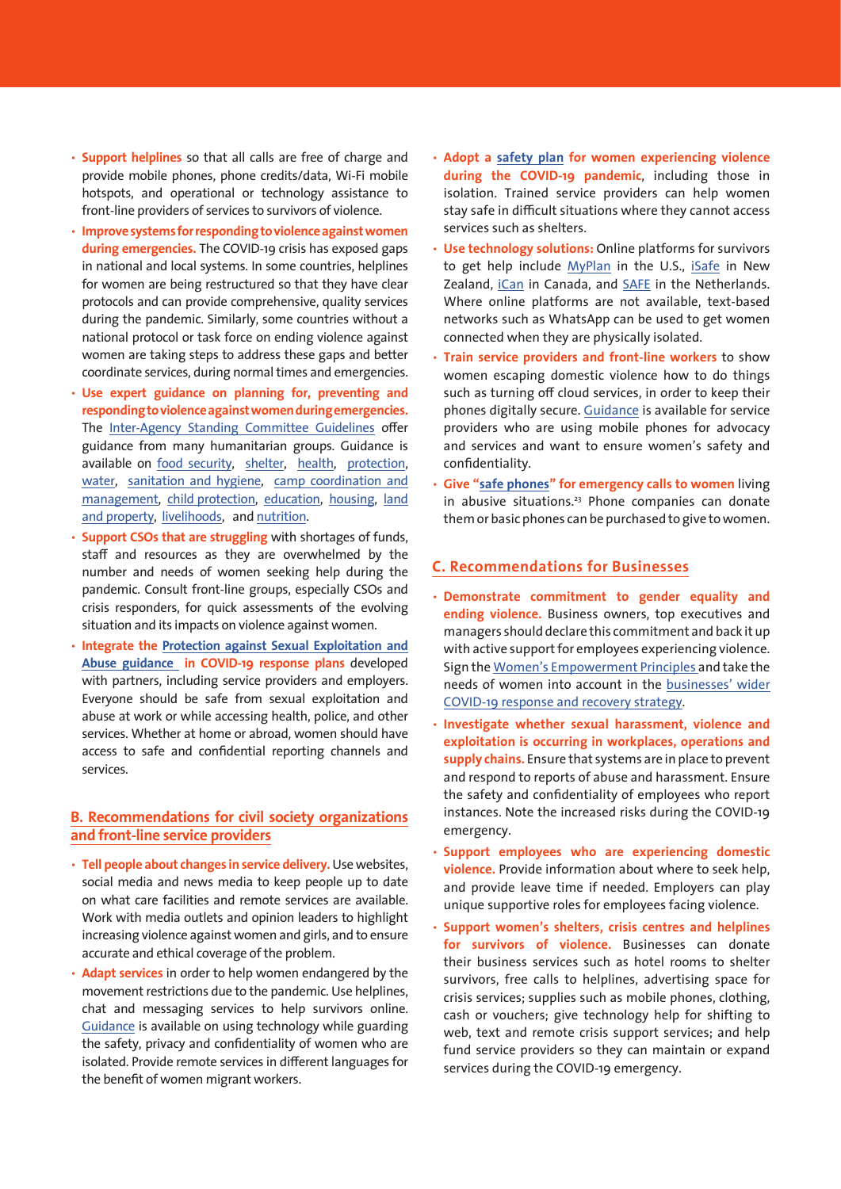- **Support helplines** so that all calls are free of charge and provide mobile phones, phone credits/data, Wi-Fi mobile hotspots, and operational or technology assistance to front-line providers of services to survivors of violence.
- **Improve systems for responding to violence against women during emergencies.** The COVID-19 crisis has exposed gaps in national and local systems. In some countries, helplines for women are being restructured so that they have clear protocols and can provide comprehensive, quality services during the pandemic. Similarly, some countries without a national protocol or task force on ending violence against women are taking steps to address these gaps and better coordinate services, during normal times and emergencies.
- **Use expert guidance on planning for, preventing and responding to violence against women during emergencies.** The Inter-Agency Standing Committee Guidelines offer guidance from many humanitarian groups. Guidance is available on food security, shelter, health, protection, water, sanitation and hygiene, camp coordination and management, child protection, education, housing, land and property, livelihoods, and nutrition.
- **Support CSOs that are struggling** with shortages of funds, staff and resources as they are overwhelmed by the number and needs of women seeking help during the pandemic. Consult front-line groups, especially CSOs and crisis responders, for quick assessments of the evolving situation and its impacts on violence against women.
- **Integrate the Protection against Sexual Exploitation and Abuse guidance in COVID-19 response plans** developed with partners, including service providers and employers. Everyone should be safe from sexual exploitation and abuse at work or while accessing health, police, and other services. Whether at home or abroad, women should have access to safe and confidential reporting channels and services.

## B. Recommendations for civil society organizations and front-line service providers

- **Tell people about changes in service delivery.** Use websites, social media and news media to keep people up to date on what care facilities and remote services are available. Work with media outlets and opinion leaders to highlight increasing violence against women and girls, and to ensure accurate and ethical coverage of the problem.
- **Adapt services** in order to help women endangered by the movement restrictions due to the pandemic. Use helplines, chat and messaging services to help survivors online. Guidance is available on using technology while guarding the safety, privacy and confidentiality of women who are isolated. Provide remote services in different languages for the benefit of women migrant workers.
- **Adopt a safety plan for women experiencing violence during the COVID-19 pandemic**, including those in isolation. Trained service providers can help women stay safe in difficult situations where they cannot access services such as shelters.
- **Use technology solutions:** Online platforms for survivors to get help include MyPlan in the U.S., iSafe in New Zealand, iCan in Canada, and SAFE in the Netherlands. Where online platforms are not available, text-based networks such as WhatsApp can be used to get women connected when they are physically isolated.
- **Train service providers and front-line workers** to show women escaping domestic violence how to do things such as turning off cloud services, in order to keep their phones digitally secure. Guidance is available for service providers who are using mobile phones for advocacy and services and want to ensure women's safety and confidentiality.
- **Give "safe phones" for emergency calls to women** living in abusive situations.[23] Phone companies can donate them or basic phones can be purchased to give to women.

## C. Recommendations for Businesses

- **Demonstrate commitment to gender equality and ending violence.** Business owners, top executives and managers should declare this commitment and back it up with active support for employees experiencing violence. Sign the Women's Empowerment Principles and take the needs of women into account in the businesses' wider COVID-19 response and recovery strategy.
- **Investigate whether sexual harassment, violence and exploitation is occurring in workplaces, operations and supply chains.** Ensure that systems are in place to prevent and respond to reports of abuse and harassment. Ensure the safety and confidentiality of employees who report instances. Note the increased risks during the COVID-19 emergency.
- **Support employees who are experiencing domestic violence.** Provide information about where to seek help, and provide leave time if needed. Employers can play unique supportive roles for employees facing violence.
- **Support women's shelters, crisis centres and helplines for survivors of violence.** Businesses can donate their business services such as hotel rooms to shelter survivors, free calls to helplines, advertising space for crisis services; supplies such as mobile phones, clothing, cash or vouchers; give technology help for shifting to web, text and remote crisis support services; and help fund service providers so they can maintain or expand services during the COVID-19 emergency.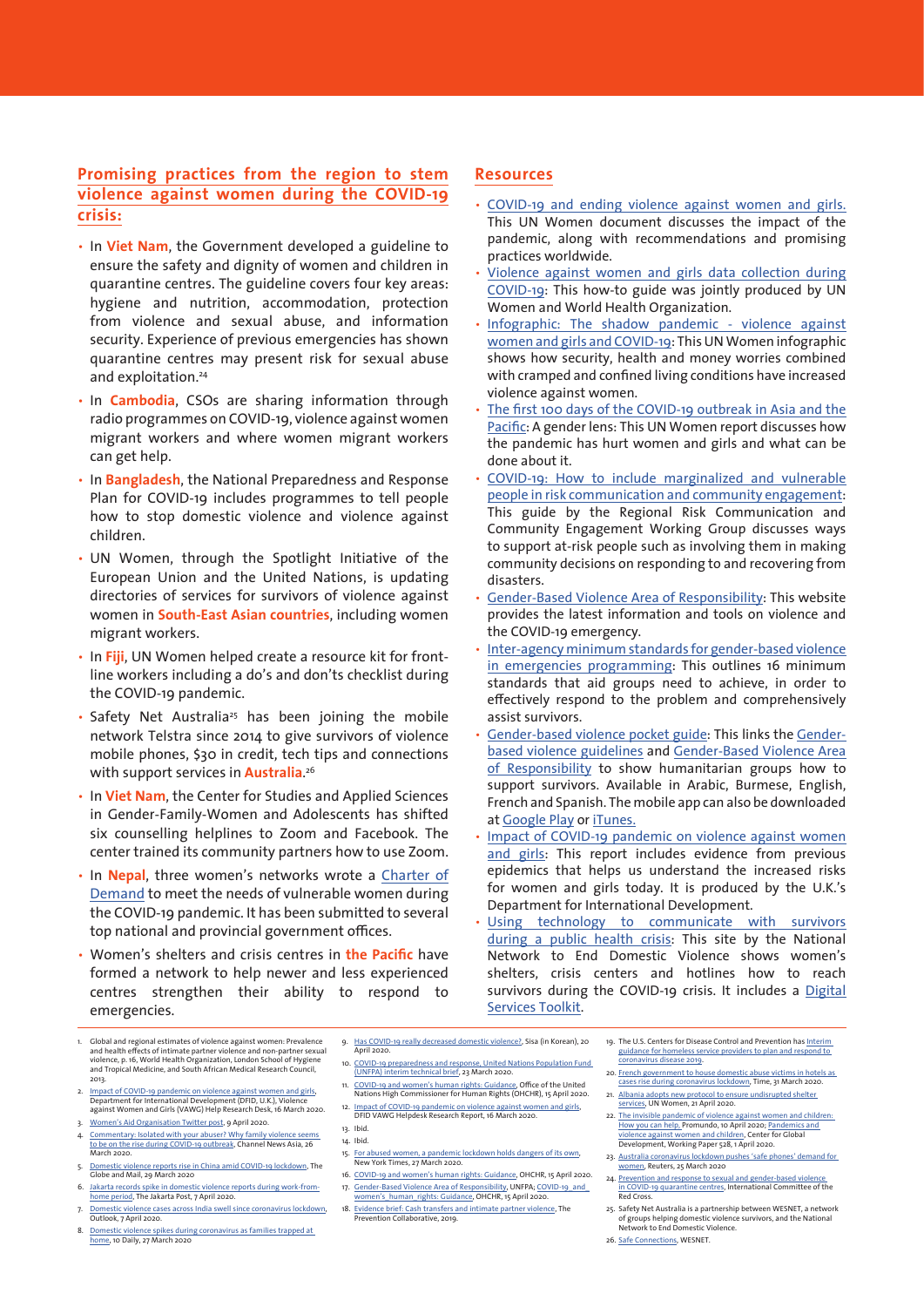## Promising practices from the region to stem violence against women during the COVID-19 crisis:

- In **Viet Nam**, the Government developed a guideline to ensure the safety and dignity of women and children in quarantine centres. The guideline covers four key areas: hygiene and nutrition, accommodation, protection from violence and sexual abuse, and information security. Experience of previous emergencies has shown quarantine centres may present risk for sexual abuse and exploitation.[24]
- In **Cambodia**, CSOs are sharing information through radio programmes on COVID-19, violence against women migrant workers and where women migrant workers can get help.
- In **Bangladesh**, the National Preparedness and Response Plan for COVID-19 includes programmes to tell people how to stop domestic violence and violence against children.
- UN Women, through the Spotlight Initiative of the European Union and the United Nations, is updating directories of services for survivors of violence against women in **South-East Asian countries**, including women migrant workers.
- In **Fiji**, UN Women helped create a resource kit for front-line workers including a do's and don't checklist during the COVID-19 pandemic.
- Safety Net Australia[25] has been joining the mobile network Telstra since 2014 to give survivors of violence mobile phones, $30 in credit, tech tips and connections with support services in **Australia**.[26]
- In **Viet Nam**, the Center for Studies and Applied Sciences in Gender-Family-Women and Adolescents has shifted six counselling helplines to Zoom and Facebook. The center trained its community partners how to use Zoom.
- In **Nepal**, three women's networks wrote a Charter of Demand to meet the needs of vulnerable women during the COVID-19 pandemic. It has been submitted to several top national and provincial government offices.
- Women's shelters and crisis centres in **the Pacific** have formed a network to help newer and less experienced centres strengthen their ability to respond to emergencies.

## Resources

- COVID-19 and ending violence against women and girls. This UN Women document discusses the impact of the pandemic, along with recommendations and promising practices worldwide.
- Violence against women and girls data collection during COVID-19: This how-to guide was jointly produced by UN Women and World Health Organization.
- Infographic: The shadow pandemic - violence against women and girls and COVID-19: This UN Women infographic shows how security, health and money worries combined with cramped and confined living conditions have increased violence against women.
- The first 100 days of the COVID-19 outbreak in Asia and the Pacific: A gender lens: This UN Women report discusses how the pandemic has hurt women and girls and what can be done about it.
- COVID-19: How to include marginalized and vulnerable people in risk communication and community engagement: This guide by the Regional Risk Communication and Community Engagement Working Group discusses ways to support at-risk people such as involving them in making community decisions on responding to and recovering from disasters.
- Gender-Based Violence Area of Responsibility: This website provides the latest information and tools on violence and the COVID-19 emergency.
- Inter-agency minimum standards for gender-based violence in emergencies programming: This outlines 16 minimum standards that aid groups need to achieve, in order to effectively respond to the problem and comprehensively assist survivors.
- Gender-based violence pocket guide: This links the Gender-based violence guidelines and Gender-Based Violence Area of Responsibility to show humanitarian groups how to support survivors. Available in Arabic, Burmese, English, French and Spanish. The mobile app can also be downloaded at Google Play or iTunes.
- Impact of COVID-19 pandemic on violence against women and girls: This report includes evidence from previous epidemics that helps us understand the increased risks for women and girls today. It is produced by the U.K.'s Department for International Development.
- Using technology to communicate with survivors during a public health crisis: This site by the National Network to End Domestic Violence shows women's shelters, crisis centers and hotlines how to reach survivors during the COVID-19 crisis. It includes a Digital Services Toolkit.

---

1. Global and regional estimates of violence against women: Prevalence and health effects of intimate partner violence and non-partner sexual violence, p. 16, World Health Organization, London School of Hygiene and Tropical Medicine, and South African Medical Research Council, 2013.
2. Impact of COVID-19 pandemic on violence against women and girls, Department for International Development (DFID, U.K.), Violence against Women and Girls (VAWG) Help Research Desk, 16 March 2020.
3. Women's Aid Organisation Twitter post, 9 April 2020.
4. Commentary: Isolated with your abuser? Why family violence seems to be on the rise during COVID-19 outbreak, Channel News Asia, 26 March 2020.
5. Domestic violence reports rise in China amid COVID-19 lockdown, The Globe and Mail, 29 March 2020
6. Jakarta records spike in domestic violence reports during work-from-home period, The Jakarta Post, 7 April 2020.
7. Domestic violence cases across India swell since coronavirus lockdown, Outlook, 7 April 2020.
8. Domestic violence spikes during coronavirus as families trapped at home, 10 Daily, 27 March 2020
9. Has COVID-19 really decreased domestic violence?, Sisa (in Korean), 20 April 2020.
10. COVID-19 preparedness and response, United Nations Population Fund (UNFPA) interim technical brief, 23 March 2020.
11. COVID-19 and women's human rights: Guidance, Office of the United Nations High Commissioner for Human Rights (OHCHR), 15 April 2020.
12. Impact of COVID-19 pandemic on violence against women and girls, DFID VAWG Helpdesk Research Report, 16 March 2020.
13. Ibid.
14. Ibid.
15. For abused women, a pandemic lockdown holds dangers of its own, New York Times, 27 March 2020.
16. COVID-19 and women's human rights: Guidance, OHCHR, 15 April 2020.
17. Gender-Based Violence Area of Responsibility, UNFPA; COVID-19_and_women's_human_rights: Guidance, OHCHR, 15 April 2020.
18. Evidence brief: Cash transfers and intimate partner violence, The Prevention Collaborative, 2019.
19. The U.S. Centers for Disease Control and Prevention has Interim guidance for homeless service providers to plan and respond to coronavirus disease 2019.
20. French government to house domestic abuse victims in hotels as cases rise during coronavirus lockdown, Time, 31 March 2020.
21. Albania adopts new protocol to ensure undisrupted shelter services, UN Women, 21 April 2020.
22. The invisible pandemic of violence against women and children: How you can help, Promundo, 10 April 2020; Pandemics and violence against women and children, Center for Global Development, Working Paper 528, 1 April 2020.
23. Australia coronavirus lockdown pushes 'safe phones' demand for women, Reuters, 25 March 2020
24. Prevention and response to sexual and gender-based violence in COVID-19 quarantine centres, International Committee of the Red Cross.
25. Safety Net Australia is a partnership between WESNET, a network of groups helping domestic violence survivors, and the National Network to End Domestic Violence.
26. Safe Connections, WESNET.